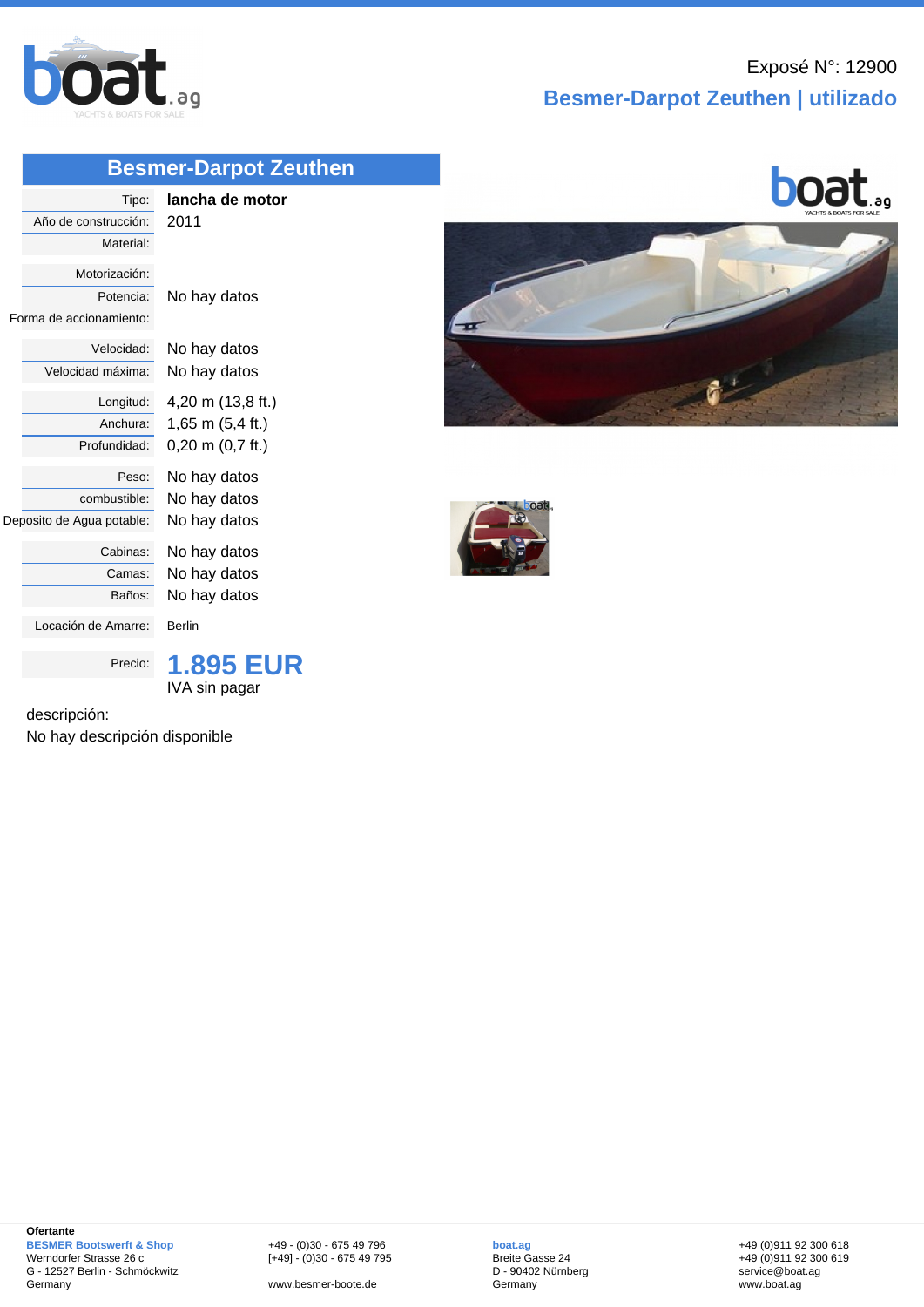Exposé N°: 12900

# Besmer-Darpot Zeuthen | utilizado

## Besmer-Darpot Zeuthen

| | |
|---|---|
| Tipo: | **lancha de motor** |
| Año de construcción: | 2011 |
| Material: | |
| Motorización: | |
| Potencia: | No hay datos |
| Forma de accionamiento: | |
| Velocidad: | No hay datos |
| Velocidad máxima: | No hay datos |
| Longitud: | 4,20 m (13,8 ft.) |
| Anchura: | 1,65 m (5,4 ft.) |
| Profundidad: | 0,20 m (0,7 ft.) |
| Peso: | No hay datos |
| combustible: | No hay datos |
| Deposito de Agua potable: | No hay datos |
| Cabinas: | No hay datos |
| Camas: | No hay datos |
| Baños: | No hay datos |
| Locación de Amarre: | Berlin |
| Precio: | **1.895 EUR** IVA sin pagar |

descripción:

No hay descripción disponible

**Ofertante**

**BESMER Bootswerft & Shop**
Werndorfer Strasse 26 c
G - 12527 Berlin - Schmöckwitz
Germany

+49 - (0)30 - 675 49 796
[+49] - (0)30 - 675 49 795

www.besmer-boote.de

**boat.ag**
Breite Gasse 24
D - 90402 Nürnberg
Germany

+49 (0)911 92 300 618
+49 (0)911 92 300 619
service@boat.ag
www.boat.ag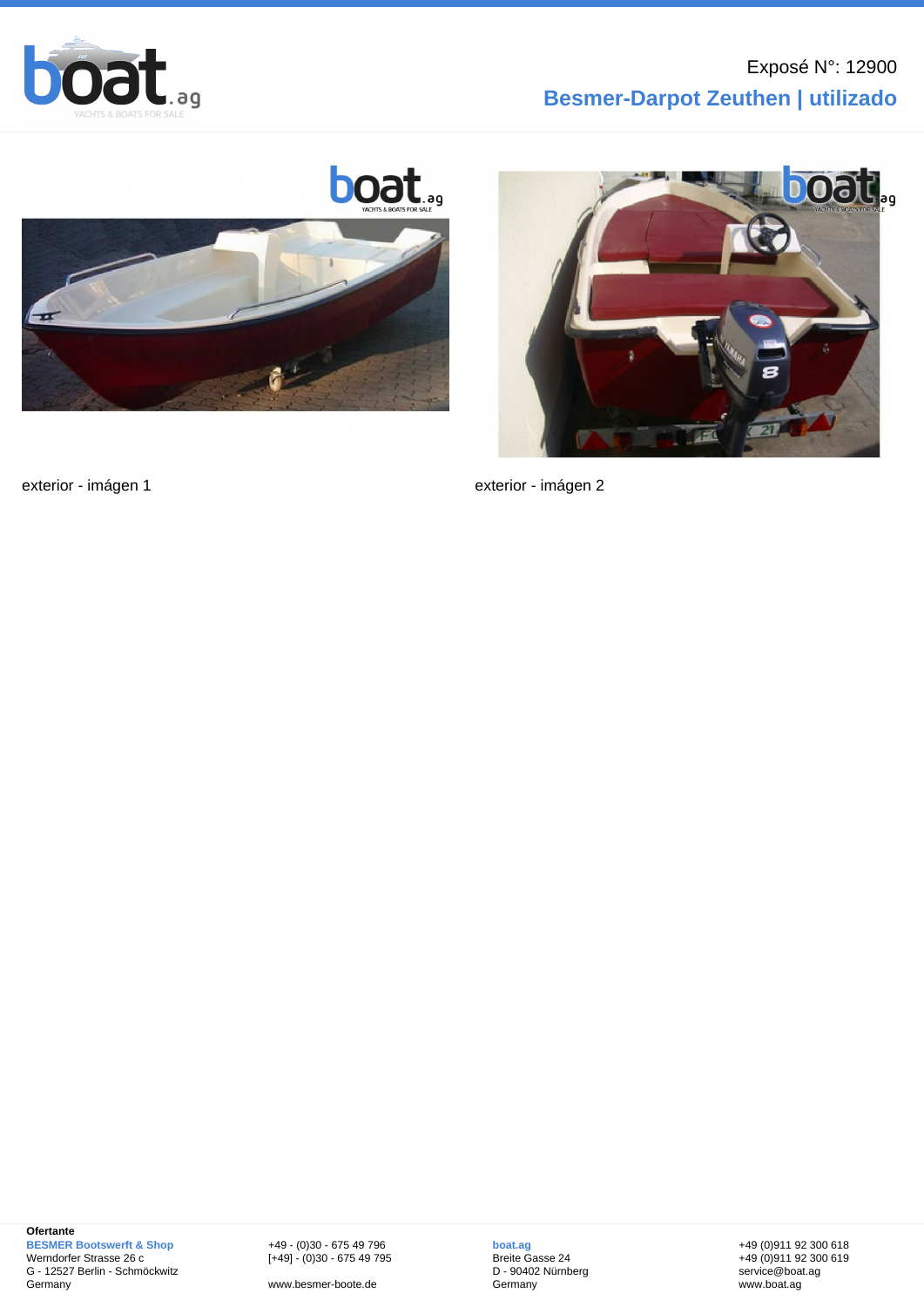Exposé N°: 12900

## Besmer-Darpot Zeuthen | utilizado

exterior - imágen 1

exterior - imágen 2

**Ofertante**
**BESMER Bootswerft & Shop**
Werndorfer Strasse 26 c
G - 12527 Berlin - Schmöckwitz
Germany

+49 - (0)30 - 675 49 796
[+49] - (0)30 - 675 49 795

www.besmer-boote.de

**boat.ag**
Breite Gasse 24
D - 90402 Nürnberg
Germany

+49 (0)911 92 300 618
+49 (0)911 92 300 619
service@boat.ag
www.boat.ag